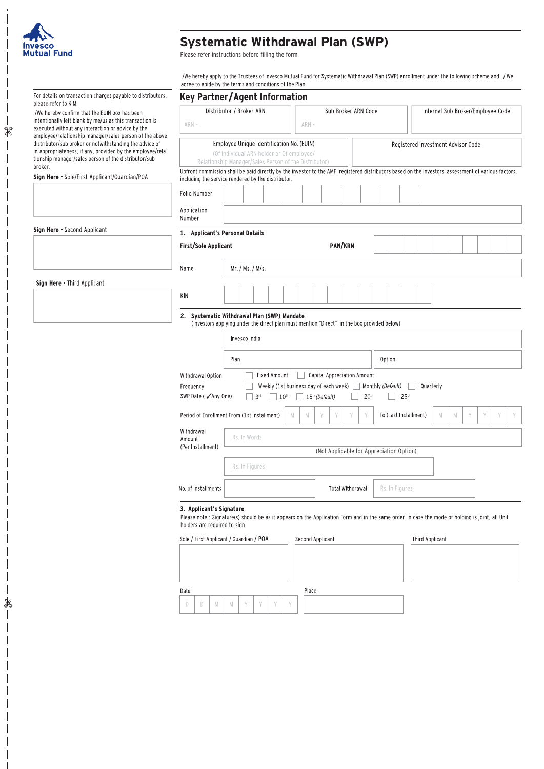Invesco Mutual Fund

# Systematic Withdrawal Plan (SWP)

Please refer instructions before filling the form

I/We hereby apply to the Trustees of Invesco Mutual Fund for Systematic Withdrawal Plan (SWP) enrollment under the following scheme and I / We agree to abide by the terms and conditions of the Plan

For details on transaction charges payable to distributors, please refer to KIM.

I/We hereby confirm that the EUIN box has been intentionally left blank by me/us as this transaction is executed without any interaction or advice by the employee/relationship manager/sales person of the above distributor/sub broker or notwithstanding the advice of in-appropriateness, if any, provided by the employee/relationship manager/sales person of the distributor/sub broker.

**Sign Here -** Sole/First Applicant/Guardian/POA

**Sign Here** - Second Applicant

**Sign Here -** Third Applicant

## Key Partner/Agent Information

| Distributor / Broker ARN | Sub-Broker ARN Code | Internal Sub-Broker/Employee Code |
|---|---|---|
| ARN - | ARN - | |

| Employee Unique Identification No. (EUIN) (Of individual ARN holder or Of employee/ Relationship Manager/Sales Person of the Distributor) | Registered Investment Advisor Code |
|---|---|
| | |

Upfront commission shall be paid directly by the investor to the AMFI registered distributors based on the investors' assessment of various factors, including the service rendered by the distributor.

Folio Number

Application Number

### 1. Applicant's Personal Details

**First/Sole Applicant** **PAN/KRN**

Name Mr. / Ms. / M/s.

KIN

### 2. Systematic Withdrawal Plan (SWP) Mandate

(Investors applying under the direct plan must mention "Direct" in the box provided below)

Invesco India

Plan | Option

Withdrawal Option ☐ Fixed Amount ☐ Capital Appreciation Amount

Frequency ☐ Weekly (1st business day of each week) ☐ Monthly *(Default)* ☐ Quarterly

SWP Date ( ✓Any One) ☐ 3rd ☐ 10th ☐ 15th *(Default)* ☐ 20th ☐ 25th

Period of Enrollment From (1st Installment) M M Y Y Y Y To (Last Installment) M M Y Y Y Y

Withdrawal Amount (Per Installment) Rs. In Words

(Not Applicable for Appreciation Option)

Rs. In Figures

No. of Installments | Total Withdrawal Rs. In Figures

### 3. Applicant's Signature

Please note : Signature(s) should be as it appears on the Application Form and in the same order. In case the mode of holding is joint, all Unit holders are required to sign

| Sole / First Applicant / Guardian / POA | Second Applicant | Third Applicant |
|---|---|---|
| | | |

Date D D M M Y Y Y Y

Place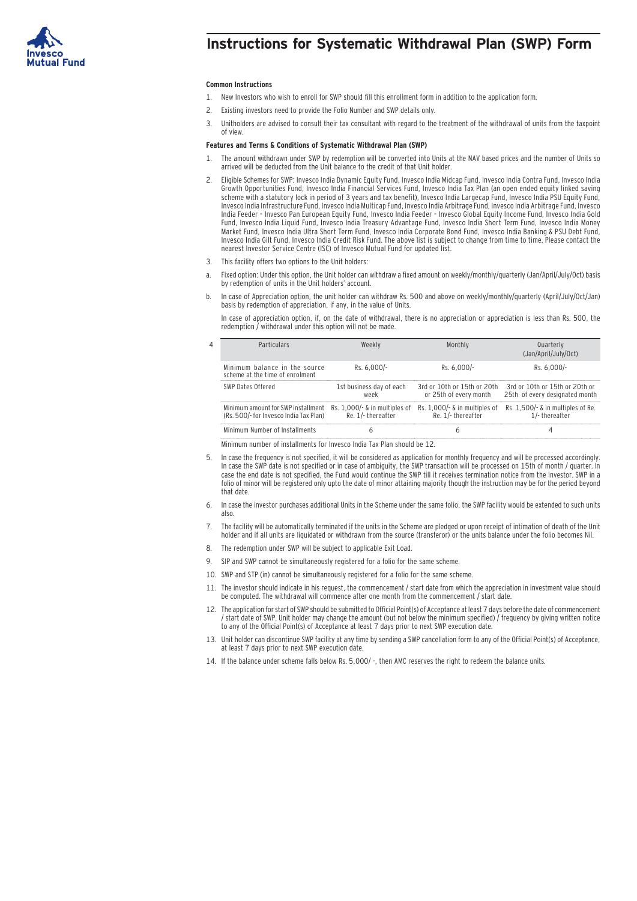# Instructions for Systematic Withdrawal Plan (SWP) Form

**Common Instructions**

1. New Investors who wish to enroll for SWP should fill this enrollment form in addition to the application form.
2. Existing investors need to provide the Folio Number and SWP details only.
3. Unitholders are advised to consult their tax consultant with regard to the treatment of the withdrawal of units from the taxpoint of view.

**Features and Terms & Conditions of Systematic Withdrawal Plan (SWP)**

1. The amount withdrawn under SWP by redemption will be converted into Units at the NAV based prices and the number of Units so arrived will be deducted from the Unit balance to the credit of that Unit holder.
2. Eligible Schemes for SWP: Invesco India Dynamic Equity Fund, Invesco India Midcap Fund, Invesco India Contra Fund, Invesco India Growth Opportunities Fund, Invesco India Financial Services Fund, Invesco India Tax Plan (an open ended equity linked saving scheme with a statutory lock in period of 3 years and tax benefit), Invesco India Largecap Fund, Invesco India PSU Equity Fund, Invesco India Infrastructure Fund, Invesco India Multicap Fund, Invesco India Arbitrage Fund, Invesco India Arbitrage Fund, Invesco India Feeder - Invesco Pan European Equity Fund, Invesco India Feeder - Invesco Global Equity Income Fund, Invesco India Gold Fund, Invesco India Liquid Fund, Invesco India Treasury Advantage Fund, Invesco India Short Term Fund, Invesco India Money Market Fund, Invesco India Ultra Short Term Fund, Invesco India Corporate Bond Fund, Invesco India Banking & PSU Debt Fund, Invesco India Gilt Fund, Invesco India Credit Risk Fund. The above list is subject to change from time to time. Please contact the nearest Investor Service Centre (ISC) of Invesco Mutual Fund for updated list.
3. This facility offers two options to the Unit holders:

   a. Fixed option: Under this option, the Unit holder can withdraw a fixed amount on weekly/monthly/quarterly (Jan/April/July/Oct) basis by redemption of units in the Unit holders' account.

   b. In case of Appreciation option, the unit holder can withdraw Rs. 500 and above on weekly/monthly/quarterly (April/July/Oct/Jan) basis by redemption of appreciation, if any, in the value of Units.

   In case of appreciation option, if, on the date of withdrawal, there is no appreciation or appreciation is less than Rs. 500, the redemption / withdrawal under this option will not be made.

4.

| Particulars | Weekly | Monthly | Quarterly (Jan/April/July/Oct) |
|---|---|---|---|
| Minimum balance in the source scheme at the time of enrolment | Rs. 6,000/- | Rs. 6,000/- | Rs. 6,000/- |
| SWP Dates Offered | 1st business day of each week | 3rd or 10th or 15th or 20th or 25th of every month | 3rd or 10th or 15th or 20th or 25th of every designated month |
| Minimum amount for SWP installment (Rs. 500/- for Invesco India Tax Plan) | Rs. 1,000/- & in multiples of Re. 1/- thereafter | Rs. 1,000/- & in multiples of Re. 1/- thereafter | Rs. 1,500/- & in multiples of Re. 1/- thereafter |
| Minimum Number of Installments | 6 | 6 | 4 |

   Minimum number of installments for Invesco India Tax Plan should be 12.

5. In case the frequency is not specified, it will be considered as application for monthly frequency and will be processed accordingly. In case the SWP date is not specified or in case of ambiguity, the SWP transaction will be processed on 15th of month / quarter. In case the end date is not specified, the Fund would continue the SWP till it receives termination notice from the investor. SWP in a folio of minor will be registered only upto the date of minor attaining majority though the instruction may be for the period beyond that date.
6. In case the investor purchases additional Units in the Scheme under the same folio, the SWP facility would be extended to such units also.
7. The facility will be automatically terminated if the units in the Scheme are pledged or upon receipt of intimation of death of the Unit holder and if all units are liquidated or withdrawn from the source (transferor) or the units balance under the folio becomes Nil.
8. The redemption under SWP will be subject to applicable Exit Load.
9. SIP and SWP cannot be simultaneously registered for a folio for the same scheme.
10. SWP and STP (in) cannot be simultaneously registered for a folio for the same scheme.
11. The investor should indicate in his request, the commencement / start date from which the appreciation in investment value should be computed. The withdrawal will commence after one month from the commencement / start date.
12. The application for start of SWP should be submitted to Official Point(s) of Acceptance at least 7 days before the date of commencement / start date of SWP. Unit holder may change the amount (but not below the minimum specified) / frequency by giving written notice to any of the Official Point(s) of Acceptance at least 7 days prior to next SWP execution date.
13. Unit holder can discontinue SWP facility at any time by sending a SWP cancellation form to any of the Official Point(s) of Acceptance, at least 7 days prior to next SWP execution date.
14. If the balance under scheme falls below Rs. 5,000/ -, then AMC reserves the right to redeem the balance units.